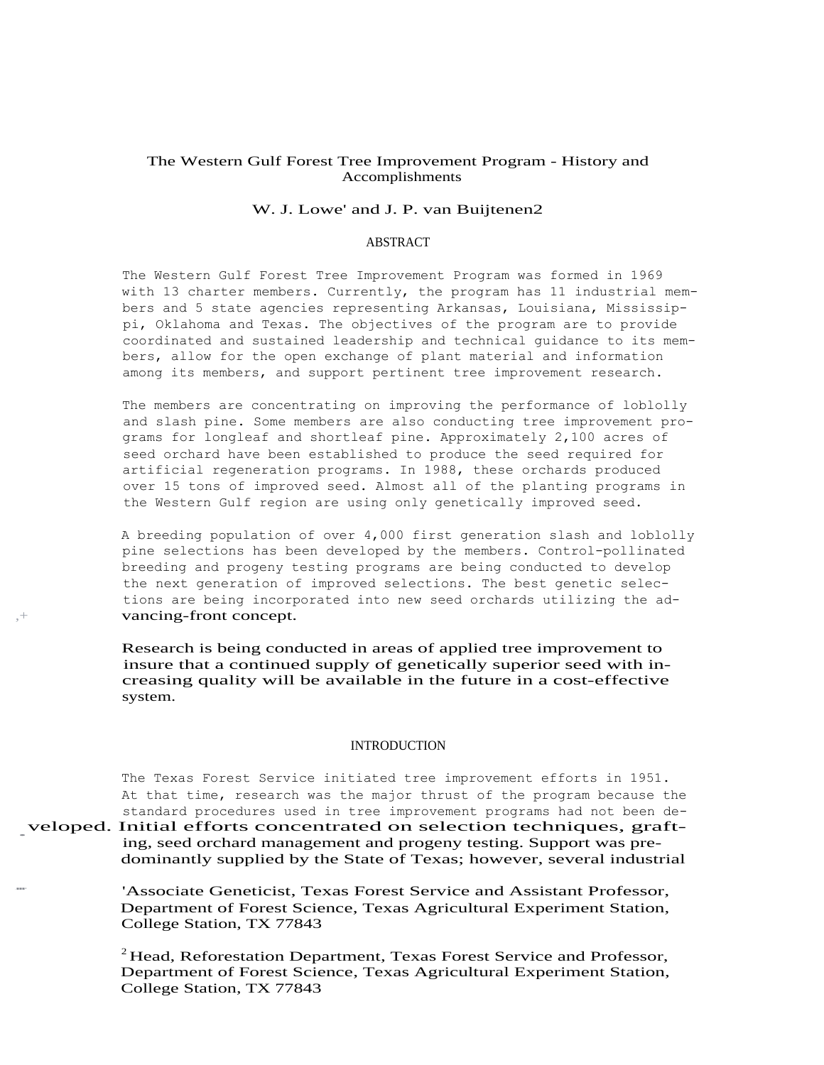# The Western Gulf Forest Tree Improvement Program - History and Accomplishments

W. J. Lowe[1] and J. P. van Buijtenen[2]

## ABSTRACT

The Western Gulf Forest Tree Improvement Program was formed in 1969 with 13 charter members. Currently, the program has 11 industrial members and 5 state agencies representing Arkansas, Louisiana, Mississippi, Oklahoma and Texas. The objectives of the program are to provide coordinated and sustained leadership and technical guidance to its members, allow for the open exchange of plant material and information among its members, and support pertinent tree improvement research.

The members are concentrating on improving the performance of loblolly and slash pine. Some members are also conducting tree improvement programs for longleaf and shortleaf pine. Approximately 2,100 acres of seed orchard have been established to produce the seed required for artificial regeneration programs. In 1988, these orchards produced over 15 tons of improved seed. Almost all of the planting programs in the Western Gulf region are using only genetically improved seed.

A breeding population of over 4,000 first generation slash and loblolly pine selections has been developed by the members. Control-pollinated breeding and progeny testing programs are being conducted to develop the next generation of improved selections. The best genetic selections are being incorporated into new seed orchards utilizing the advancing-front concept.

Research is being conducted in areas of applied tree improvement to insure that a continued supply of genetically superior seed with increasing quality will be available in the future in a cost-effective system.

## INTRODUCTION

The Texas Forest Service initiated tree improvement efforts in 1951. At that time, research was the major thrust of the program because the standard procedures used in tree improvement programs had not been developed. Initial efforts concentrated on selection techniques, grafting, seed orchard management and progeny testing. Support was predominantly supplied by the State of Texas; however, several industrial

[1] Associate Geneticist, Texas Forest Service and Assistant Professor, Department of Forest Science, Texas Agricultural Experiment Station, College Station, TX 77843

[2] Head, Reforestation Department, Texas Forest Service and Professor, Department of Forest Science, Texas Agricultural Experiment Station, College Station, TX 77843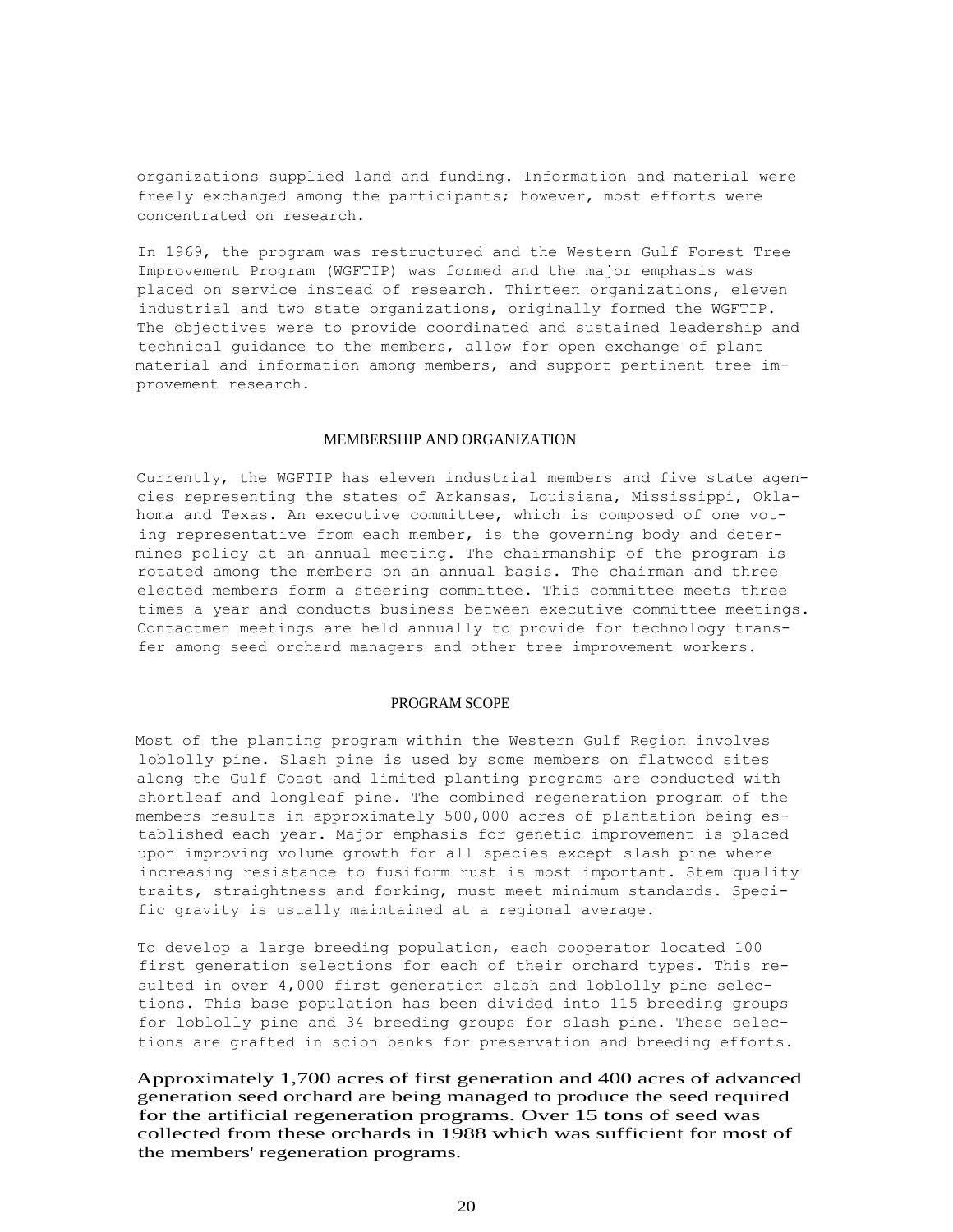organizations supplied land and funding. Information and material were freely exchanged among the participants; however, most efforts were concentrated on research.

In 1969, the program was restructured and the Western Gulf Forest Tree Improvement Program (WGFTIP) was formed and the major emphasis was placed on service instead of research. Thirteen organizations, eleven industrial and two state organizations, originally formed the WGFTIP. The objectives were to provide coordinated and sustained leadership and technical guidance to the members, allow for open exchange of plant material and information among members, and support pertinent tree improvement research.

## MEMBERSHIP AND ORGANIZATION

Currently, the WGFTIP has eleven industrial members and five state agencies representing the states of Arkansas, Louisiana, Mississippi, Oklahoma and Texas. An executive committee, which is composed of one voting representative from each member, is the governing body and determines policy at an annual meeting. The chairmanship of the program is rotated among the members on an annual basis. The chairman and three elected members form a steering committee. This committee meets three times a year and conducts business between executive committee meetings. Contactmen meetings are held annually to provide for technology transfer among seed orchard managers and other tree improvement workers.

## PROGRAM SCOPE

Most of the planting program within the Western Gulf Region involves loblolly pine. Slash pine is used by some members on flatwood sites along the Gulf Coast and limited planting programs are conducted with shortleaf and longleaf pine. The combined regeneration program of the members results in approximately 500,000 acres of plantation being established each year. Major emphasis for genetic improvement is placed upon improving volume growth for all species except slash pine where increasing resistance to fusiform rust is most important. Stem quality traits, straightness and forking, must meet minimum standards. Specific gravity is usually maintained at a regional average.

To develop a large breeding population, each cooperator located 100 first generation selections for each of their orchard types. This resulted in over 4,000 first generation slash and loblolly pine selections. This base population has been divided into 115 breeding groups for loblolly pine and 34 breeding groups for slash pine. These selections are grafted in scion banks for preservation and breeding efforts.

Approximately 1,700 acres of first generation and 400 acres of advanced generation seed orchard are being managed to produce the seed required for the artificial regeneration programs. Over 15 tons of seed was collected from these orchards in 1988 which was sufficient for most of the members' regeneration programs.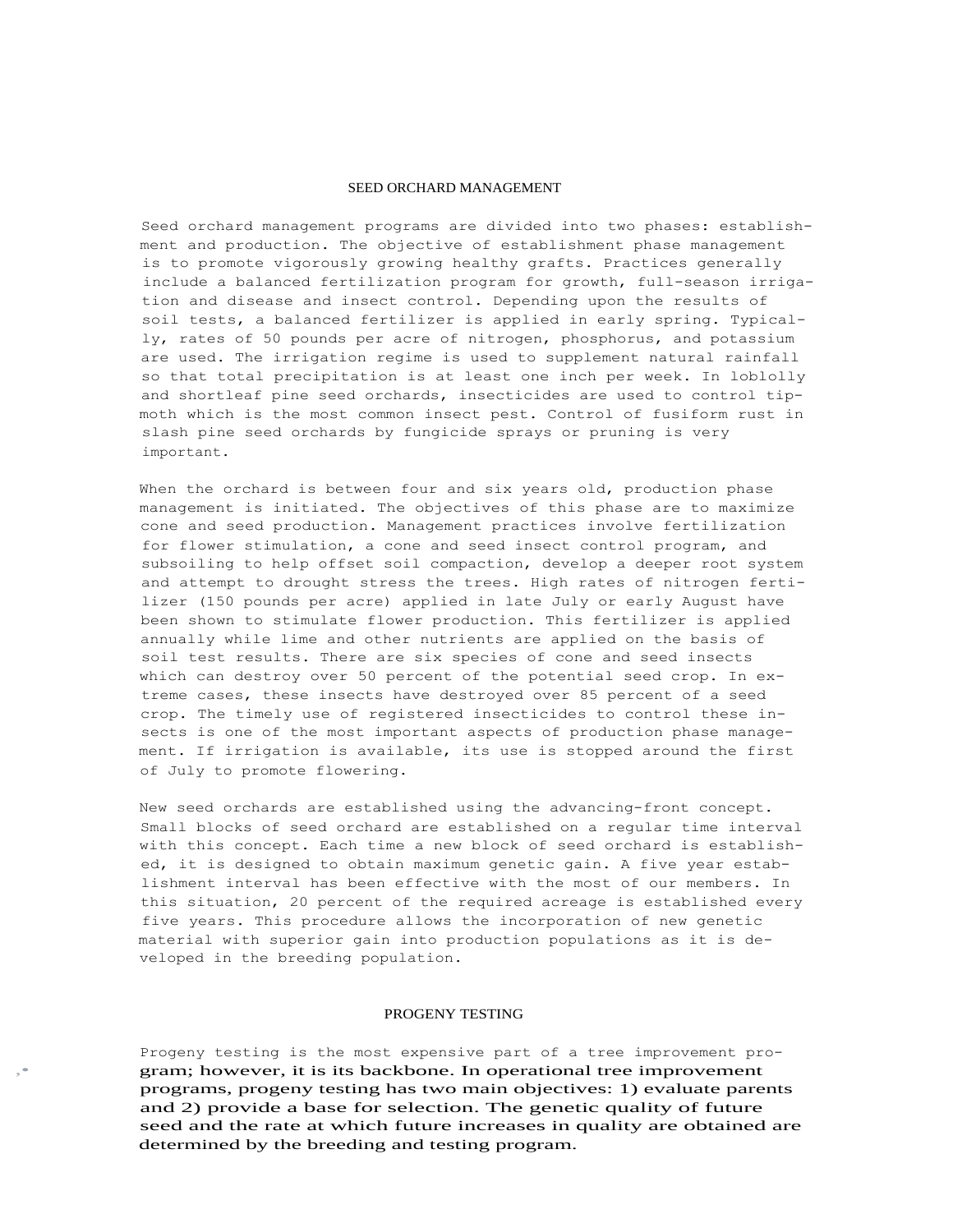## SEED ORCHARD MANAGEMENT

Seed orchard management programs are divided into two phases: establishment and production. The objective of establishment phase management is to promote vigorously growing healthy grafts. Practices generally include a balanced fertilization program for growth, full-season irrigation and disease and insect control. Depending upon the results of soil tests, a balanced fertilizer is applied in early spring. Typically, rates of 50 pounds per acre of nitrogen, phosphorus, and potassium are used. The irrigation regime is used to supplement natural rainfall so that total precipitation is at least one inch per week. In loblolly and shortleaf pine seed orchards, insecticides are used to control tip-moth which is the most common insect pest. Control of fusiform rust in slash pine seed orchards by fungicide sprays or pruning is very important.

When the orchard is between four and six years old, production phase management is initiated. The objectives of this phase are to maximize cone and seed production. Management practices involve fertilization for flower stimulation, a cone and seed insect control program, and subsoiling to help offset soil compaction, develop a deeper root system and attempt to drought stress the trees. High rates of nitrogen fertilizer (150 pounds per acre) applied in late July or early August have been shown to stimulate flower production. This fertilizer is applied annually while lime and other nutrients are applied on the basis of soil test results. There are six species of cone and seed insects which can destroy over 50 percent of the potential seed crop. In extreme cases, these insects have destroyed over 85 percent of a seed crop. The timely use of registered insecticides to control these insects is one of the most important aspects of production phase management. If irrigation is available, its use is stopped around the first of July to promote flowering.

New seed orchards are established using the advancing-front concept. Small blocks of seed orchard are established on a regular time interval with this concept. Each time a new block of seed orchard is established, it is designed to obtain maximum genetic gain. A five year establishment interval has been effective with the most of our members. In this situation, 20 percent of the required acreage is established every five years. This procedure allows the incorporation of new genetic material with superior gain into production populations as it is developed in the breeding population.

## PROGENY TESTING

Progeny testing is the most expensive part of a tree improvement program; however, it is its backbone. In operational tree improvement programs, progeny testing has two main objectives: 1) evaluate parents and 2) provide a base for selection. The genetic quality of future seed and the rate at which future increases in quality are obtained are determined by the breeding and testing program.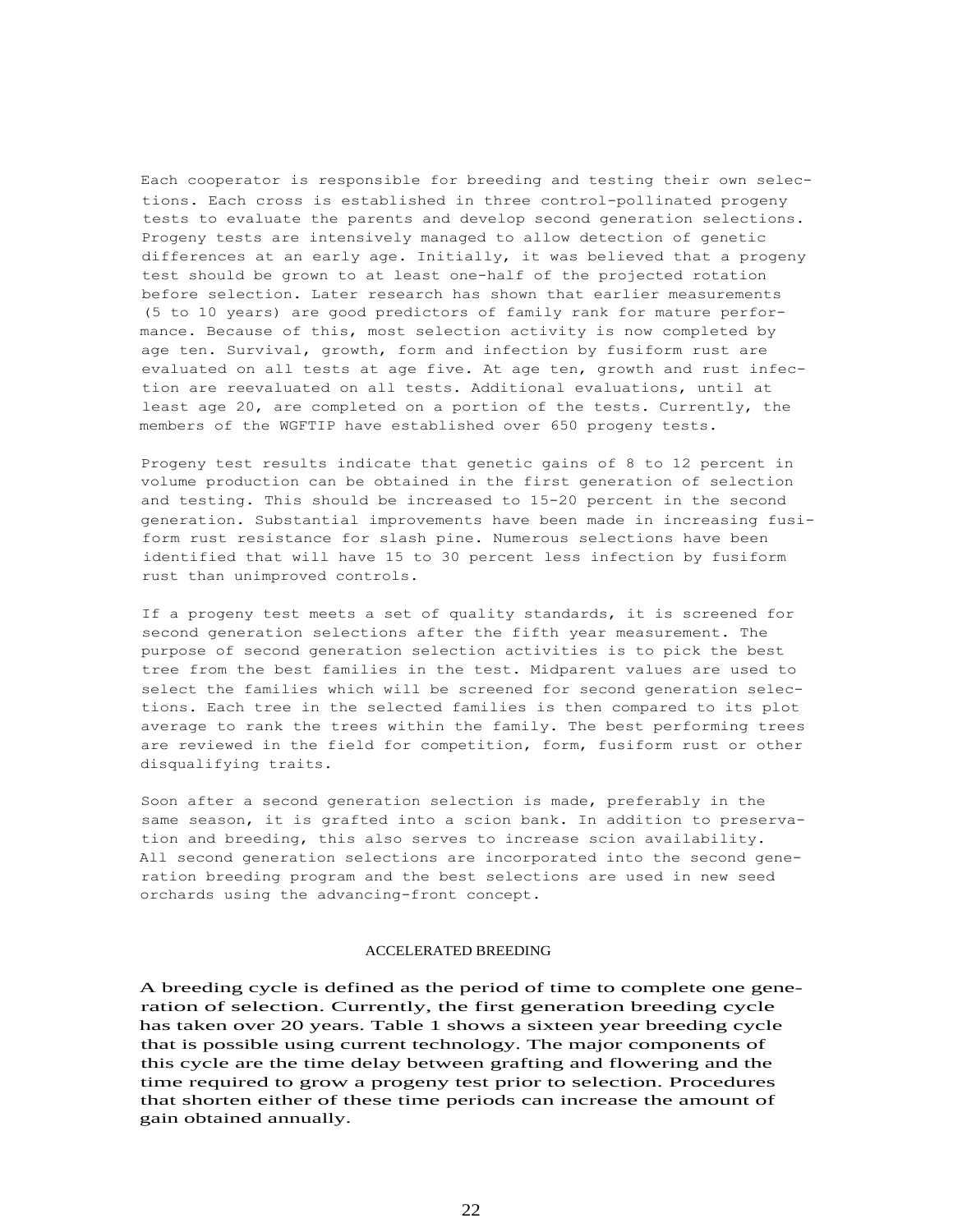Each cooperator is responsible for breeding and testing their own selections. Each cross is established in three control-pollinated progeny tests to evaluate the parents and develop second generation selections. Progeny tests are intensively managed to allow detection of genetic differences at an early age. Initially, it was believed that a progeny test should be grown to at least one-half of the projected rotation before selection. Later research has shown that earlier measurements (5 to 10 years) are good predictors of family rank for mature performance. Because of this, most selection activity is now completed by age ten. Survival, growth, form and infection by fusiform rust are evaluated on all tests at age five. At age ten, growth and rust infection are reevaluated on all tests. Additional evaluations, until at least age 20, are completed on a portion of the tests. Currently, the members of the WGFTIP have established over 650 progeny tests.

Progeny test results indicate that genetic gains of 8 to 12 percent in volume production can be obtained in the first generation of selection and testing. This should be increased to 15-20 percent in the second generation. Substantial improvements have been made in increasing fusiform rust resistance for slash pine. Numerous selections have been identified that will have 15 to 30 percent less infection by fusiform rust than unimproved controls.

If a progeny test meets a set of quality standards, it is screened for second generation selections after the fifth year measurement. The purpose of second generation selection activities is to pick the best tree from the best families in the test. Midparent values are used to select the families which will be screened for second generation selections. Each tree in the selected families is then compared to its plot average to rank the trees within the family. The best performing trees are reviewed in the field for competition, form, fusiform rust or other disqualifying traits.

Soon after a second generation selection is made, preferably in the same season, it is grafted into a scion bank. In addition to preservation and breeding, this also serves to increase scion availability. All second generation selections are incorporated into the second generation breeding program and the best selections are used in new seed orchards using the advancing-front concept.

## ACCELERATED BREEDING

A breeding cycle is defined as the period of time to complete one generation of selection. Currently, the first generation breeding cycle has taken over 20 years. Table 1 shows a sixteen year breeding cycle that is possible using current technology. The major components of this cycle are the time delay between grafting and flowering and the time required to grow a progeny test prior to selection. Procedures that shorten either of these time periods can increase the amount of gain obtained annually.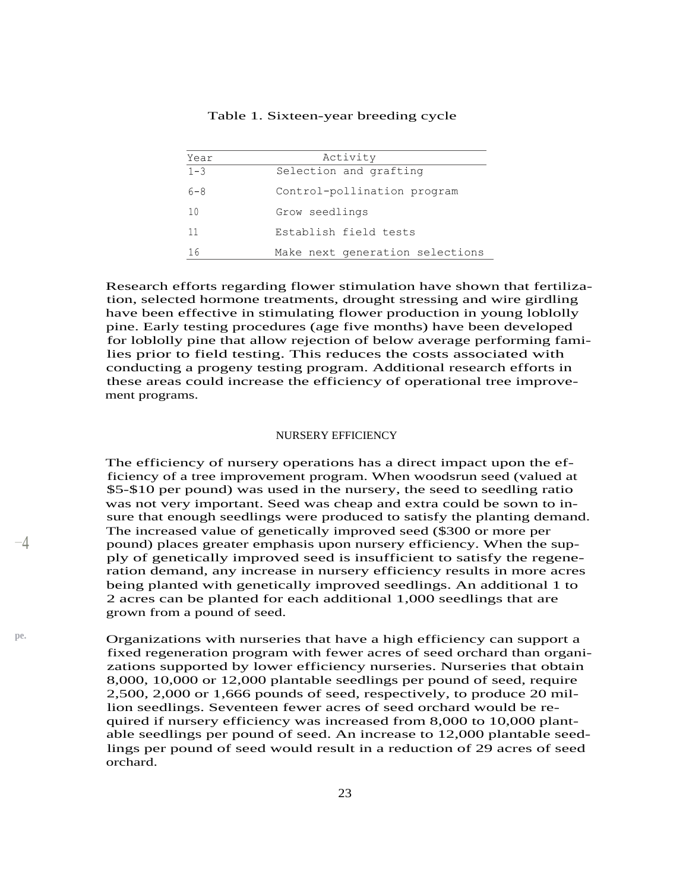Table 1. Sixteen-year breeding cycle

| Year | Activity |
|---|---|
| 1-3 | Selection and grafting |
| 6-8 | Control-pollination program |
| 10 | Grow seedlings |
| 11 | Establish field tests |
| 16 | Make next generation selections |

Research efforts regarding flower stimulation have shown that fertilization, selected hormone treatments, drought stressing and wire girdling have been effective in stimulating flower production in young loblolly pine. Early testing procedures (age five months) have been developed for loblolly pine that allow rejection of below average performing families prior to field testing. This reduces the costs associated with conducting a progeny testing program. Additional research efforts in these areas could increase the efficiency of operational tree improvement programs.

## NURSERY EFFICIENCY

The efficiency of nursery operations has a direct impact upon the efficiency of a tree improvement program. When woodsrun seed (valued at $5-$10 per pound) was used in the nursery, the seed to seedling ratio was not very important. Seed was cheap and extra could be sown to insure that enough seedlings were produced to satisfy the planting demand. The increased value of genetically improved seed ($300 or more per pound) places greater emphasis upon nursery efficiency. When the supply of genetically improved seed is insufficient to satisfy the regeneration demand, any increase in nursery efficiency results in more acres being planted with genetically improved seedlings. An additional 1 to 2 acres can be planted for each additional 1,000 seedlings that are grown from a pound of seed.

Organizations with nurseries that have a high efficiency can support a fixed regeneration program with fewer acres of seed orchard than organizations supported by lower efficiency nurseries. Nurseries that obtain 8,000, 10,000 or 12,000 plantable seedlings per pound of seed, require 2,500, 2,000 or 1,666 pounds of seed, respectively, to produce 20 million seedlings. Seventeen fewer acres of seed orchard would be required if nursery efficiency was increased from 8,000 to 10,000 plantable seedlings per pound of seed. An increase to 12,000 plantable seedlings per pound of seed would result in a reduction of 29 acres of seed orchard.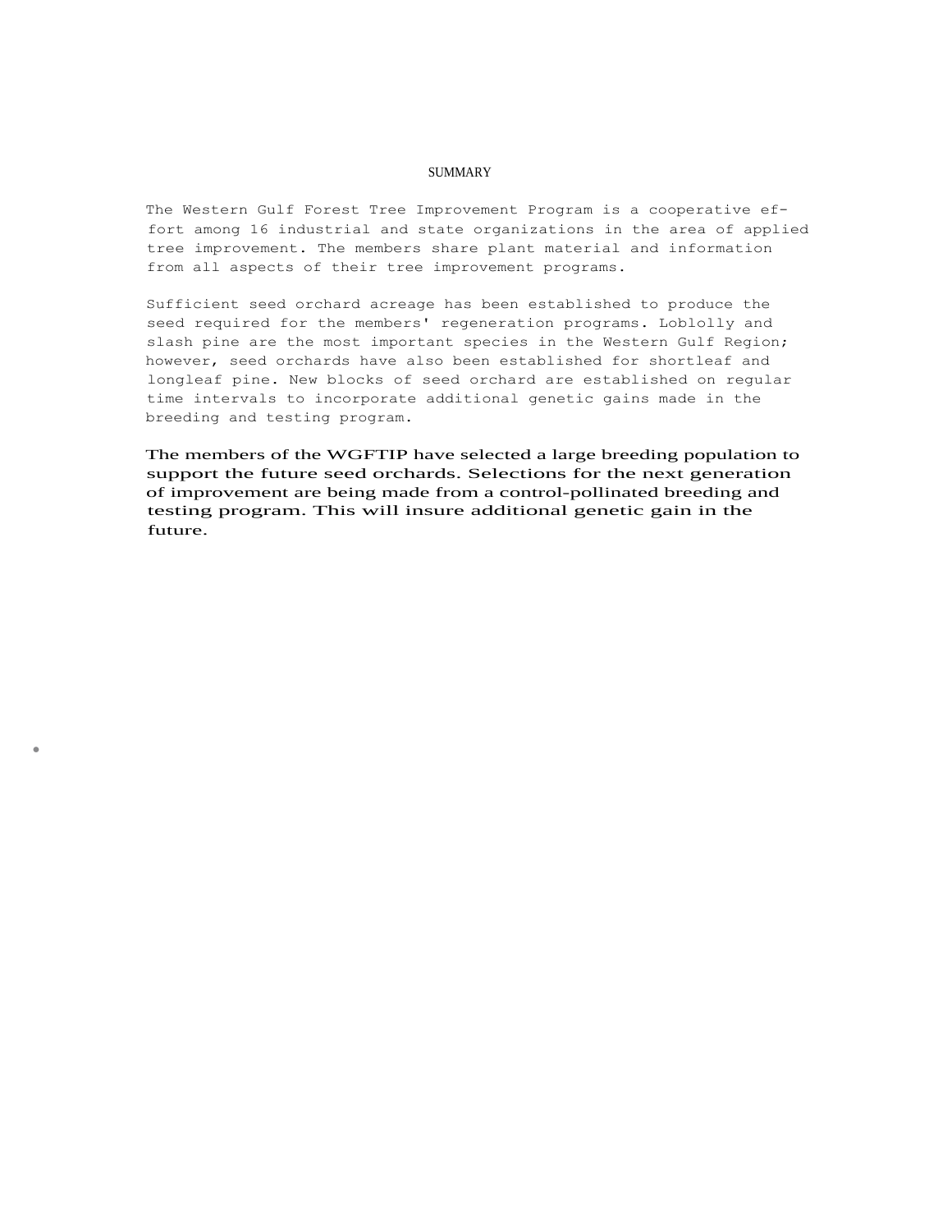# SUMMARY

The Western Gulf Forest Tree Improvement Program is a cooperative effort among 16 industrial and state organizations in the area of applied tree improvement. The members share plant material and information from all aspects of their tree improvement programs.

Sufficient seed orchard acreage has been established to produce the seed required for the members' regeneration programs. Loblolly and slash pine are the most important species in the Western Gulf Region; however, seed orchards have also been established for shortleaf and longleaf pine. New blocks of seed orchard are established on regular time intervals to incorporate additional genetic gains made in the breeding and testing program.

The members of the WGFTIP have selected a large breeding population to support the future seed orchards. Selections for the next generation of improvement are being made from a control-pollinated breeding and testing program. This will insure additional genetic gain in the future.